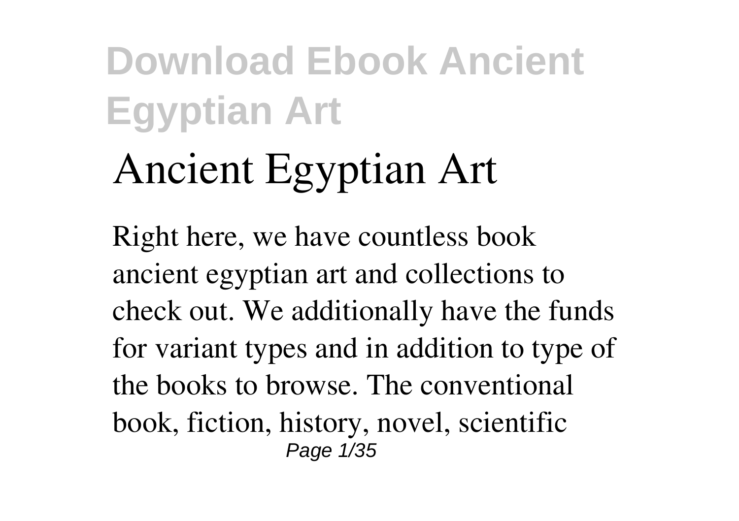# Ancient Egyptian Art

Right here, we have countless book ancient egyptian art and collections to check out. We additionally have the funds for variant types and in addition to type of the books to browse. The conventional book, fiction, history, novel, scientific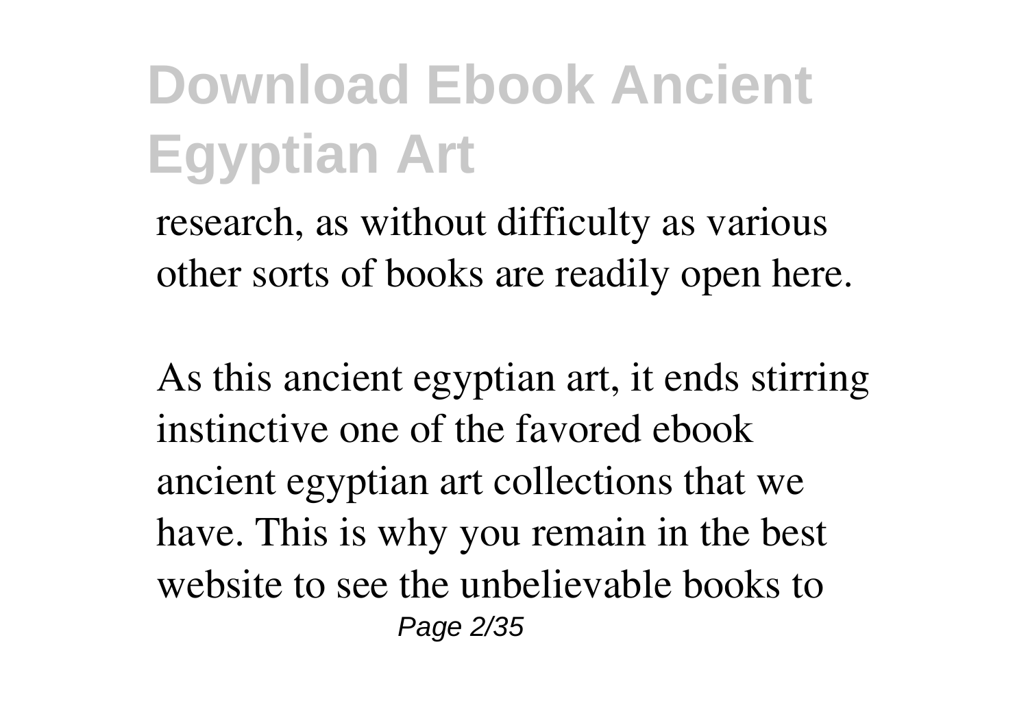research, as without difficulty as various other sorts of books are readily open here.

As this ancient egyptian art, it ends stirring instinctive one of the favored ebook ancient egyptian art collections that we have. This is why you remain in the best website to see the unbelievable books to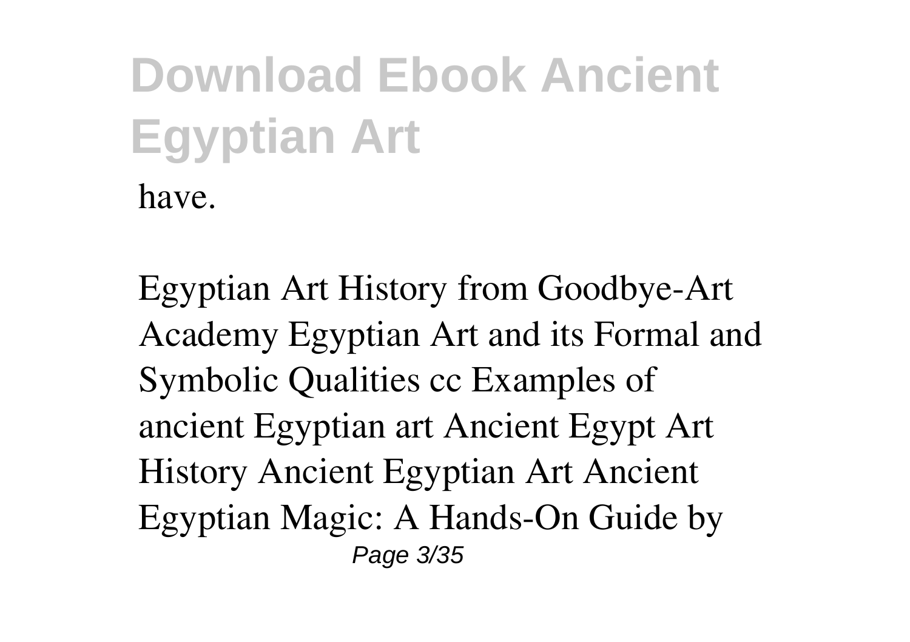have.

Egyptian Art History from Goodbye-Art Academy Egyptian Art and its Formal and Symbolic Qualities cc Examples of ancient Egyptian art Ancient Egypt Art History Ancient Egyptian Art Ancient Egyptian Magic: A Hands-On Guide by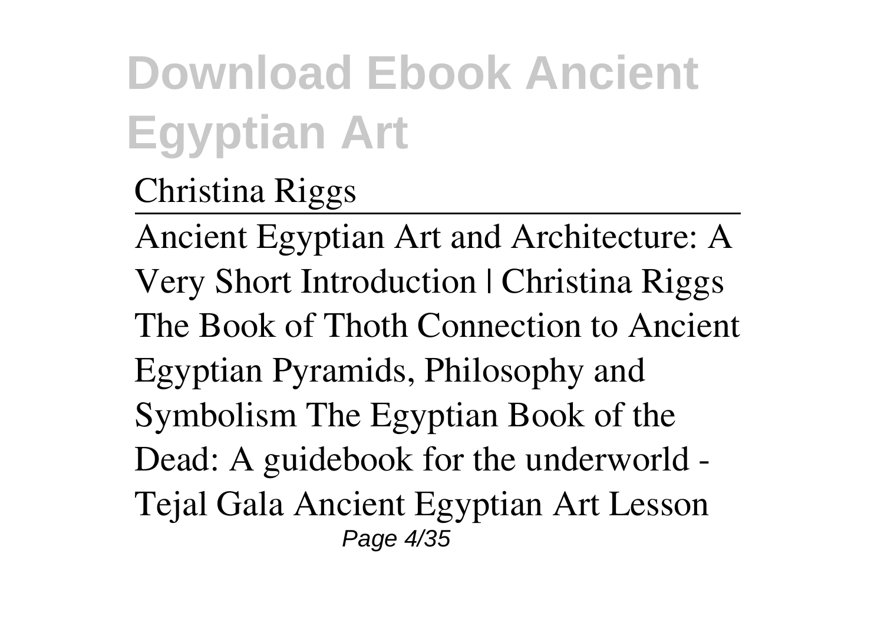# Download Ebook Ancient Egyptian Art

Christina Riggs

---

Ancient Egyptian Art and Architecture: A Very Short Introduction | Christina Riggs The Book of Thoth Connection to Ancient Egyptian Pyramids, Philosophy and Symbolism The Egyptian Book of the Dead: A guidebook for the underworld - Tejal Gala Ancient Egyptian Art Lesson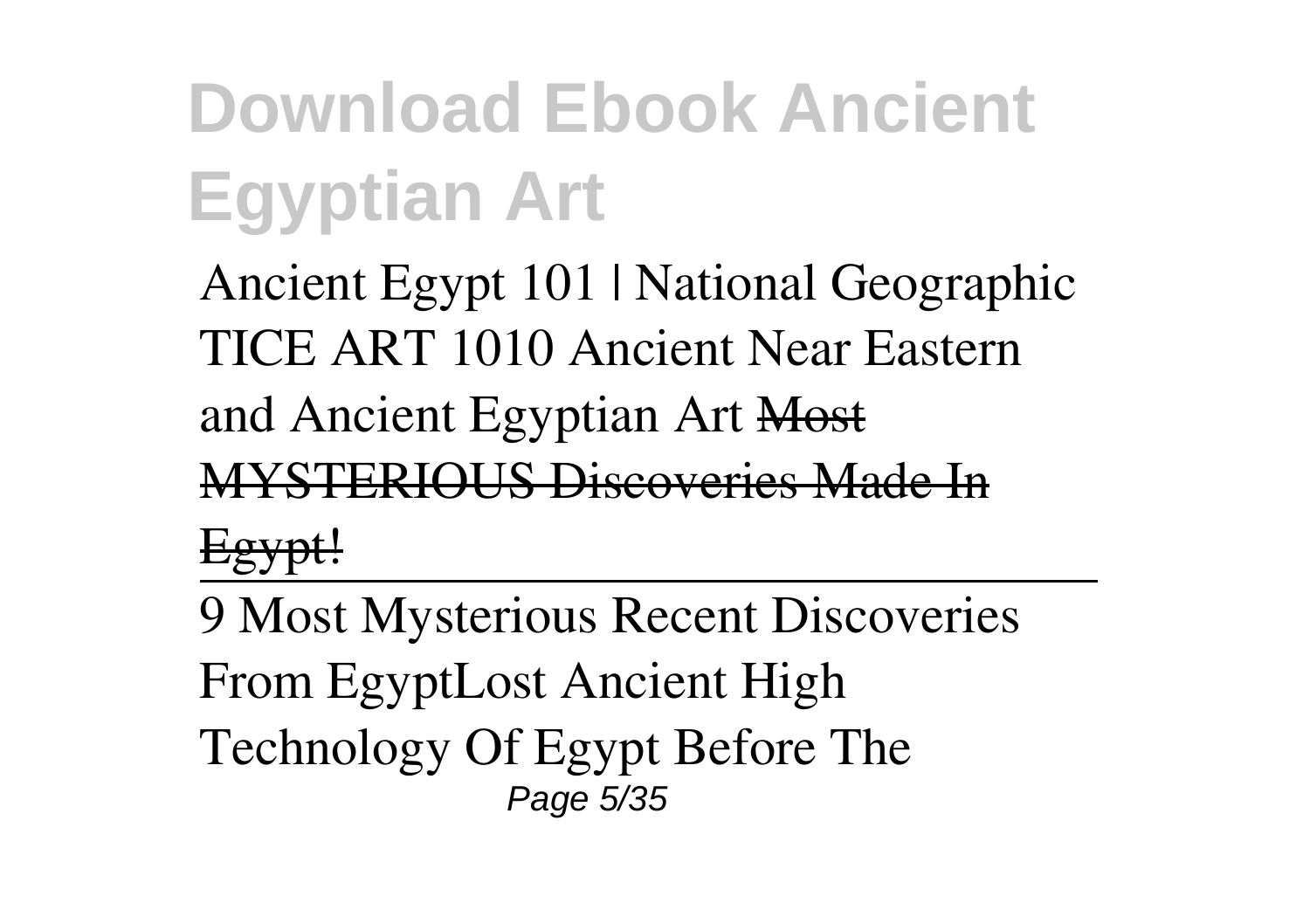Ancient Egypt 101 | National Geographic TICE ART 1010 Ancient Near Eastern and Ancient Egyptian Art ~~Most MYSTERIOUS Discoveries Made In Egypt!~~

---

9 Most Mysterious Recent Discoveries From EgyptLost Ancient High Technology Of Egypt Before The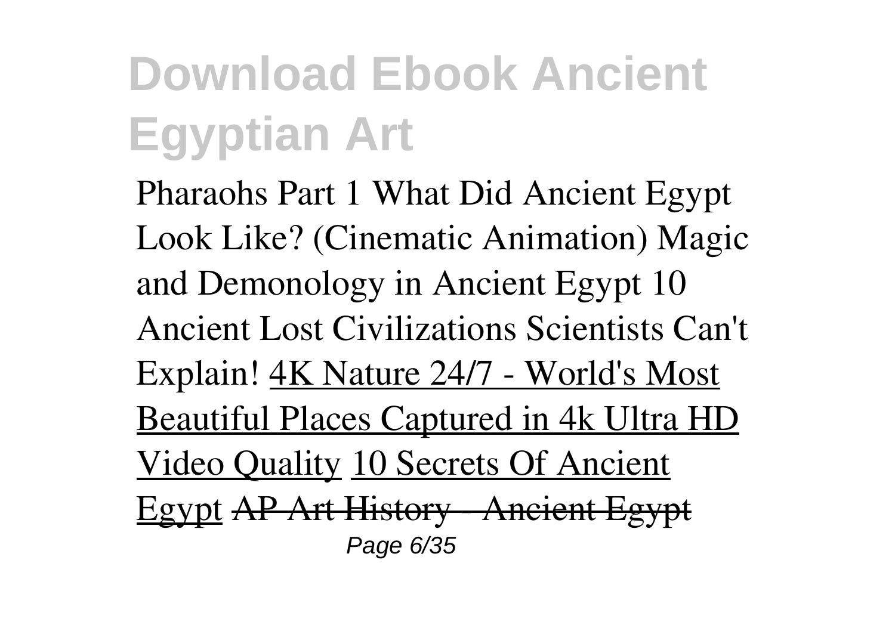Pharaohs Part 1 What Did Ancient Egypt Look Like? (Cinematic Animation) Magic and Demonology in Ancient Egypt 10 Ancient Lost Civilizations Scientists Can't Explain! 4K Nature 24/7 - World's Most Beautiful Places Captured in 4k Ultra HD Video Quality 10 Secrets Of Ancient Egypt ~~AP Art History - Ancient Egypt~~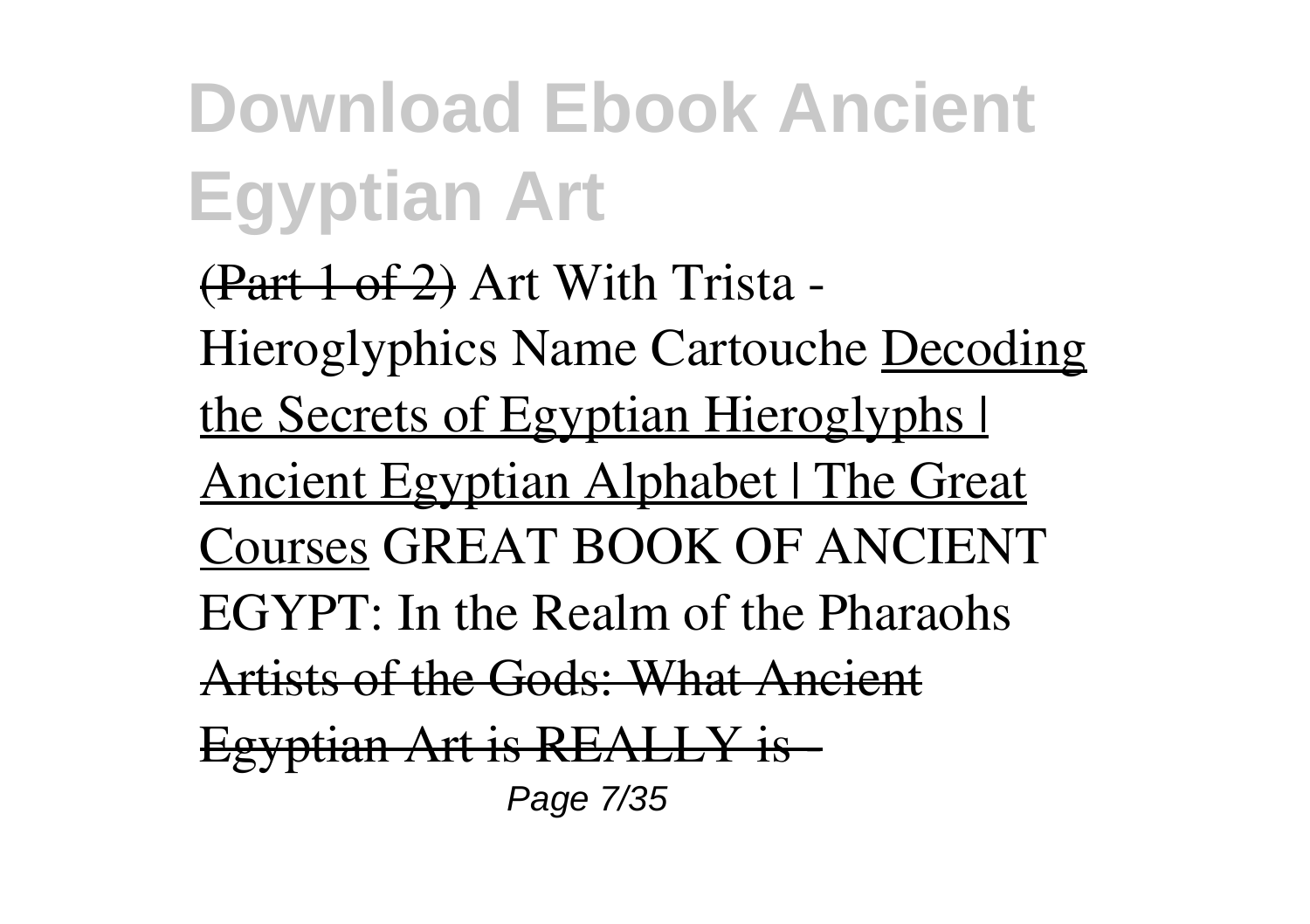(Part 1 of 2) Art With Trista - Hieroglyphics Name Cartouche Decoding the Secrets of Egyptian Hieroglyphs | Ancient Egyptian Alphabet | The Great Courses GREAT BOOK OF ANCIENT EGYPT: In the Realm of the Pharaohs Artists of the Gods: What Ancient Egyptian Art is REALLY is -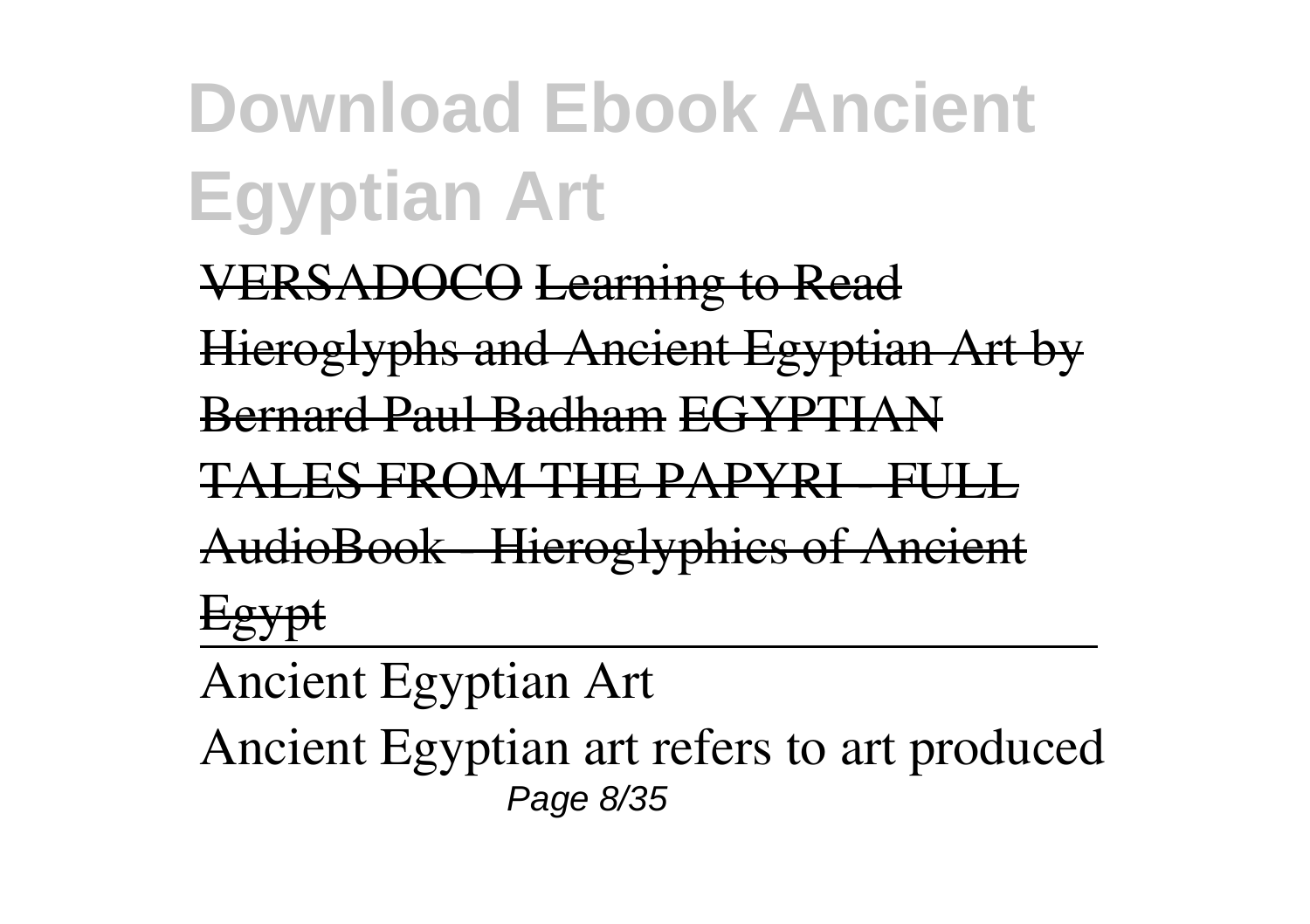VERSADOCO Learning to Read Hieroglyphs and Ancient Egyptian Art by Bernard Paul Badham EGYPTIAN TALES FROM THE PAPYRI - FULL AudioBook - Hieroglyphics of Ancient Egypt

---

Ancient Egyptian Art

Ancient Egyptian art refers to art produced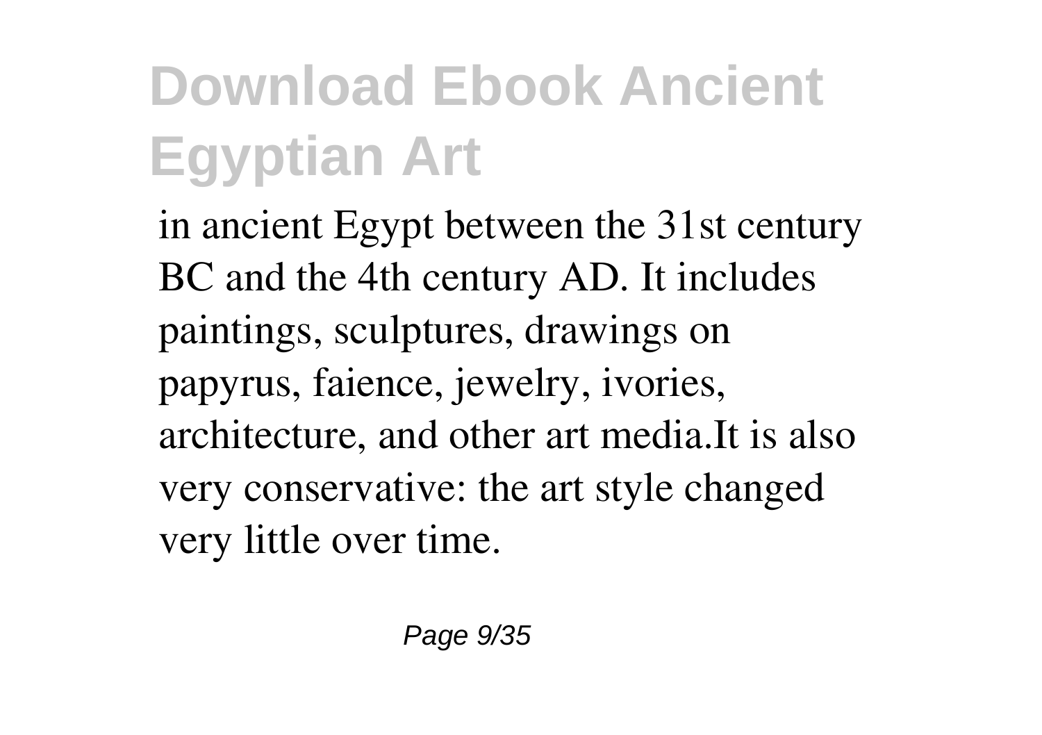in ancient Egypt between the 31st century BC and the 4th century AD. It includes paintings, sculptures, drawings on papyrus, faience, jewelry, ivories, architecture, and other art media.It is also very conservative: the art style changed very little over time.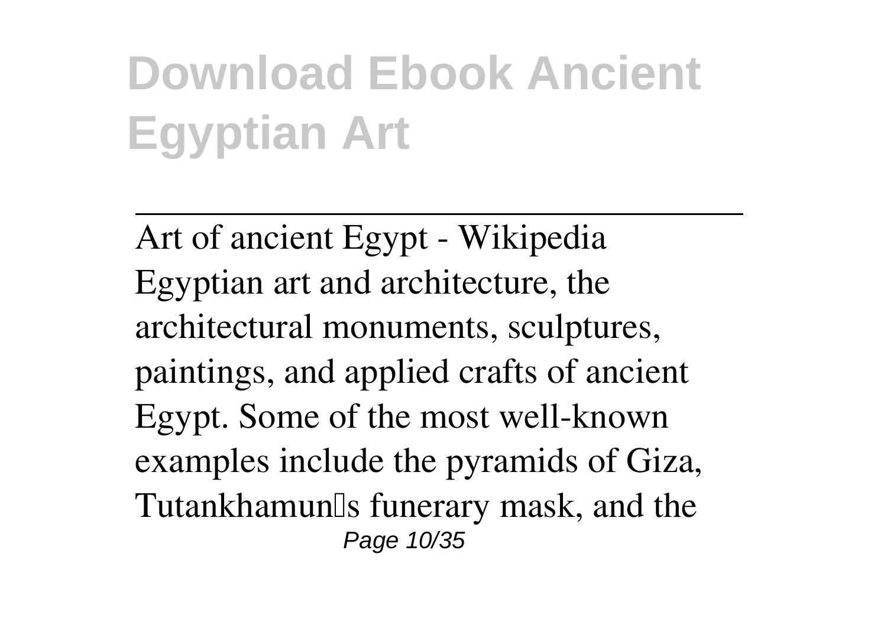Art of ancient Egypt - Wikipedia

Egyptian art and architecture, the architectural monuments, sculptures, paintings, and applied crafts of ancient Egypt. Some of the most well-known examples include the pyramids of Giza, Tutankhamun's funerary mask, and the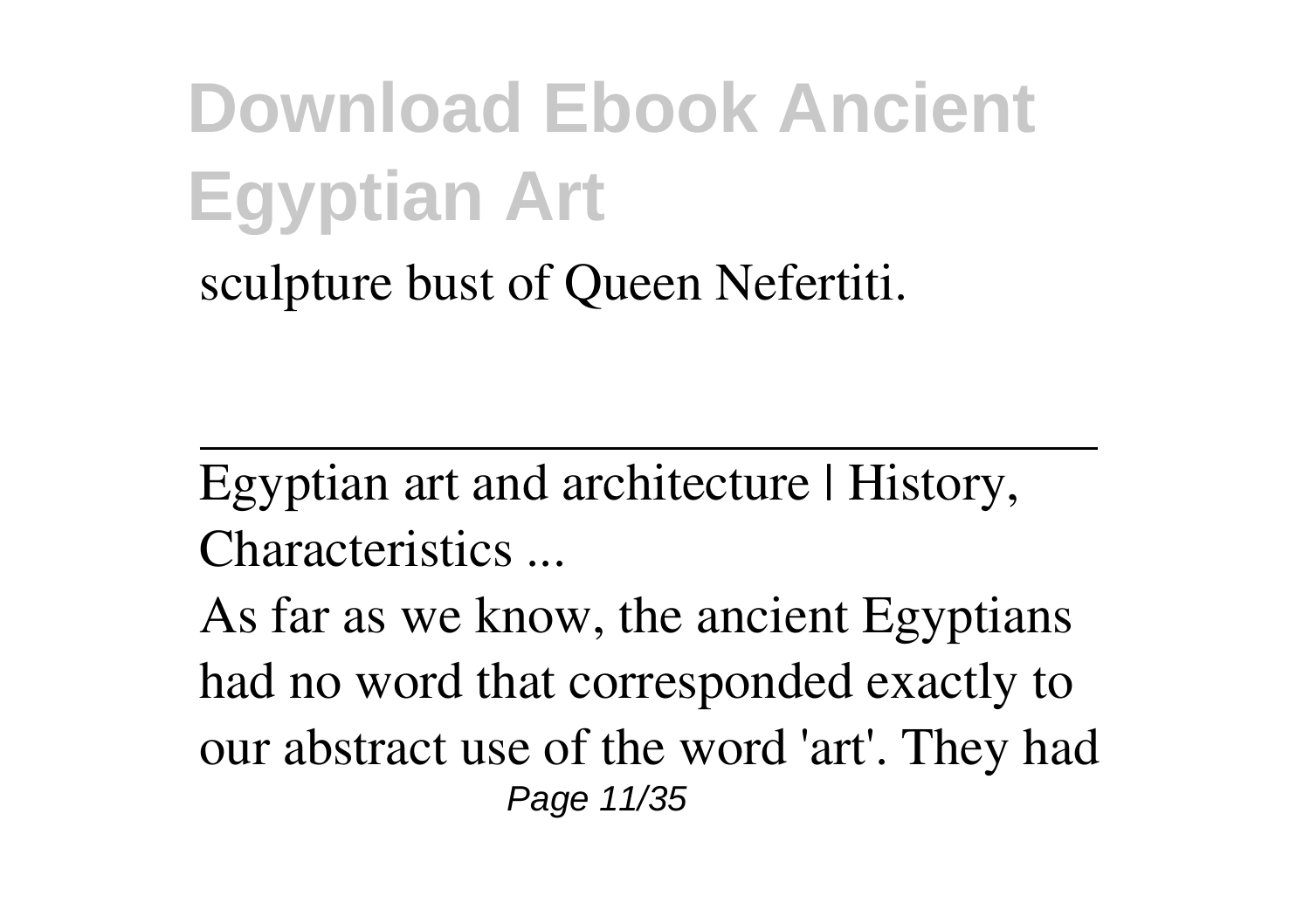sculpture bust of Queen Nefertiti.

---

Egyptian art and architecture | History, Characteristics ...

As far as we know, the ancient Egyptians had no word that corresponded exactly to our abstract use of the word 'art'. They had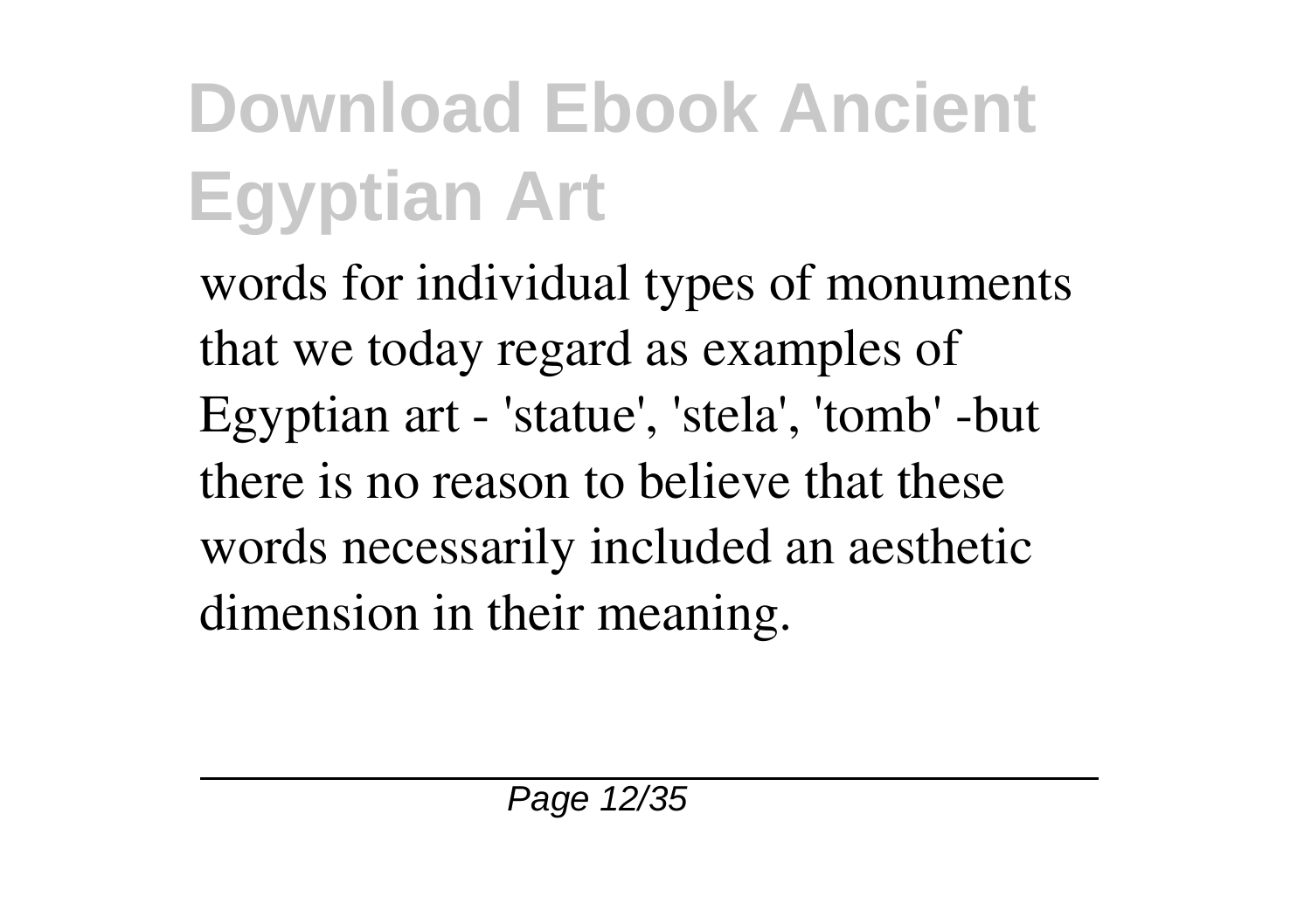words for individual types of monuments that we today regard as examples of Egyptian art - 'statue', 'stela', 'tomb' -but there is no reason to believe that these words necessarily included an aesthetic dimension in their meaning.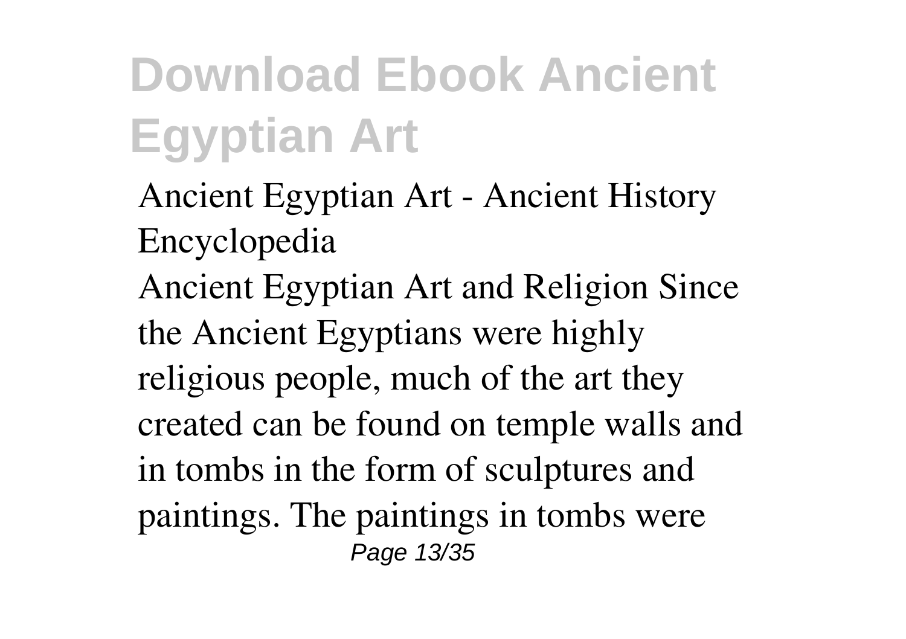Ancient Egyptian Art - Ancient History Encyclopedia

Ancient Egyptian Art and Religion Since the Ancient Egyptians were highly religious people, much of the art they created can be found on temple walls and in tombs in the form of sculptures and paintings. The paintings in tombs were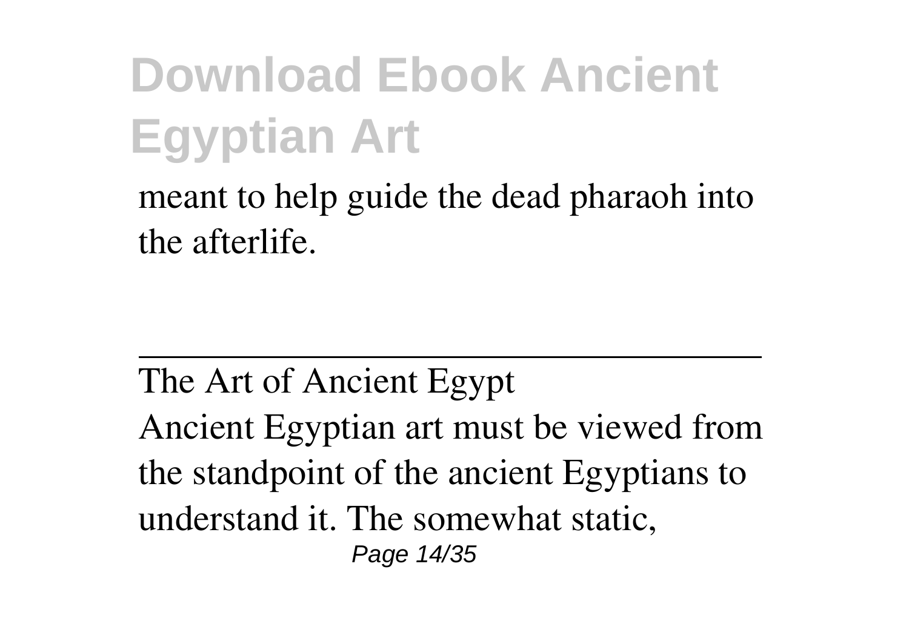meant to help guide the dead pharaoh into the afterlife.

---

The Art of Ancient Egypt

Ancient Egyptian art must be viewed from the standpoint of the ancient Egyptians to understand it. The somewhat static,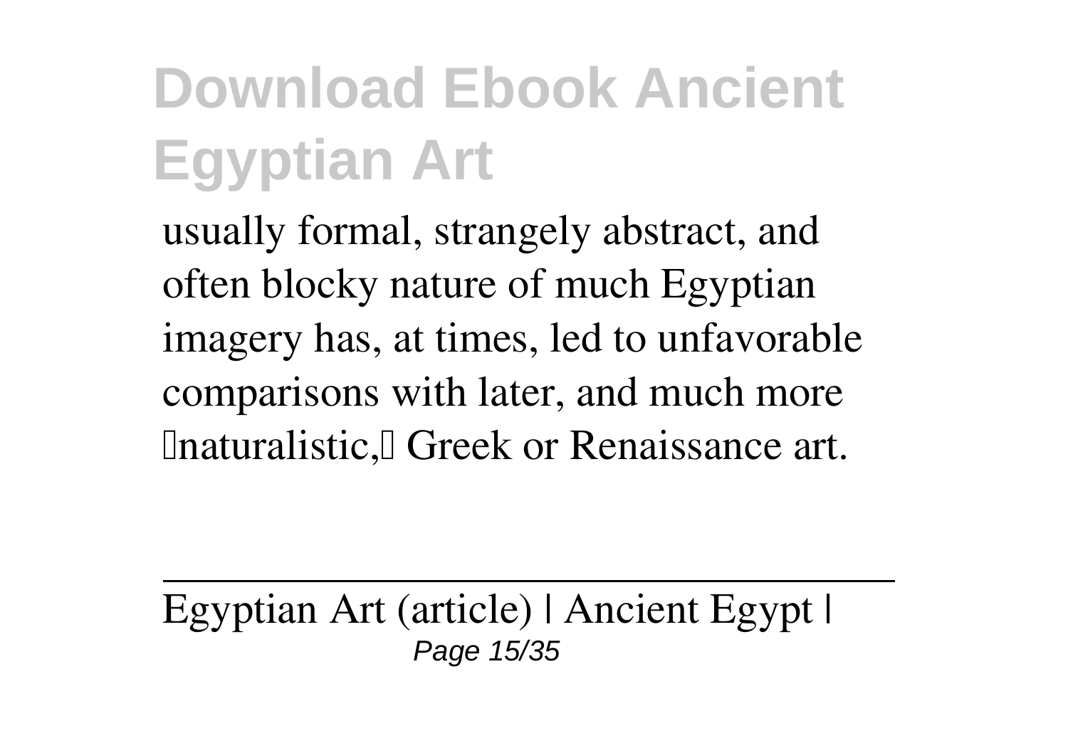usually formal, strangely abstract, and often blocky nature of much Egyptian imagery has, at times, led to unfavorable comparisons with later, and much more “naturalistic,” Greek or Renaissance art.

---

Egyptian Art (article) | Ancient Egypt |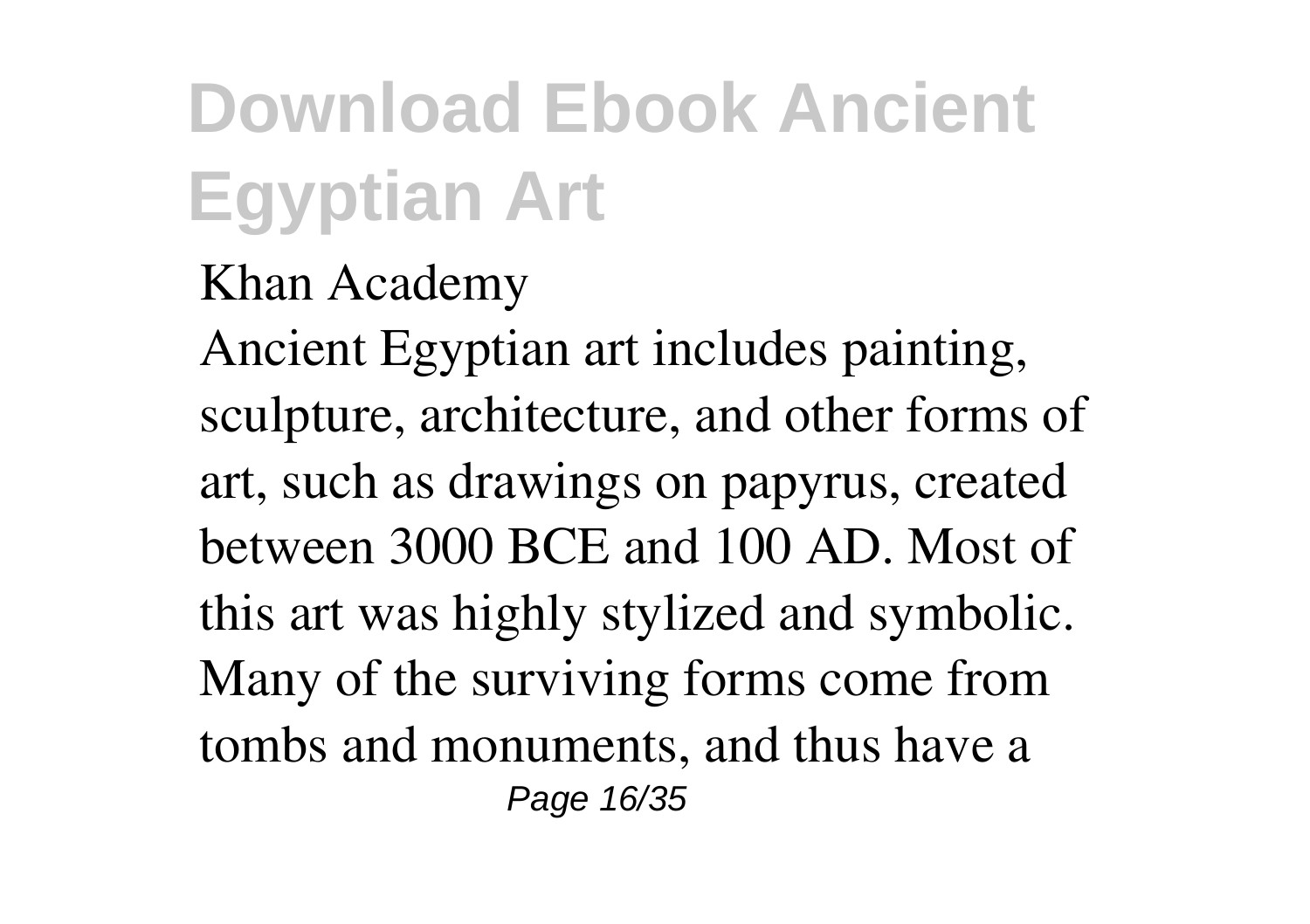Khan Academy

Ancient Egyptian art includes painting, sculpture, architecture, and other forms of art, such as drawings on papyrus, created between 3000 BCE and 100 AD. Most of this art was highly stylized and symbolic. Many of the surviving forms come from tombs and monuments, and thus have a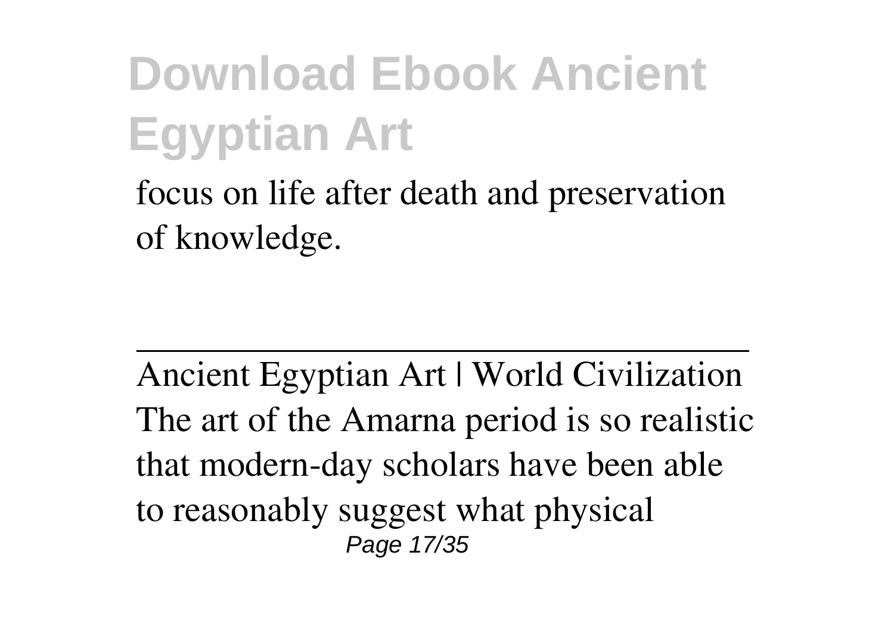focus on life after death and preservation of knowledge.

---

Ancient Egyptian Art | World Civilization

The art of the Amarna period is so realistic that modern-day scholars have been able to reasonably suggest what physical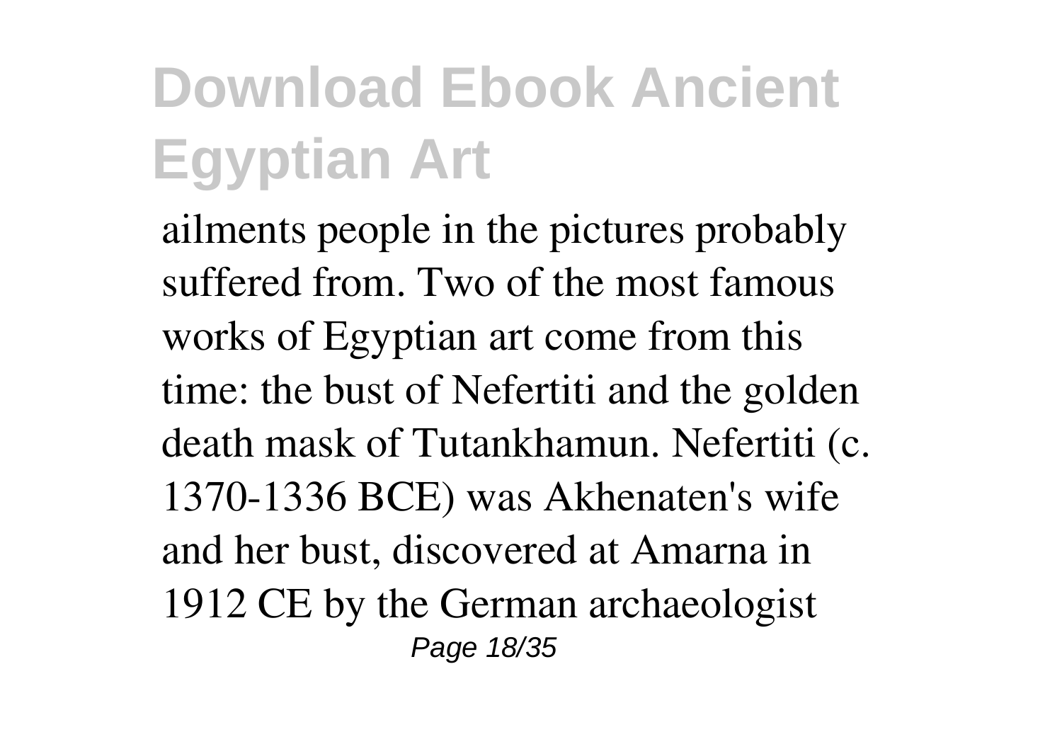ailments people in the pictures probably suffered from. Two of the most famous works of Egyptian art come from this time: the bust of Nefertiti and the golden death mask of Tutankhamun. Nefertiti (c. 1370-1336 BCE) was Akhenaten's wife and her bust, discovered at Amarna in 1912 CE by the German archaeologist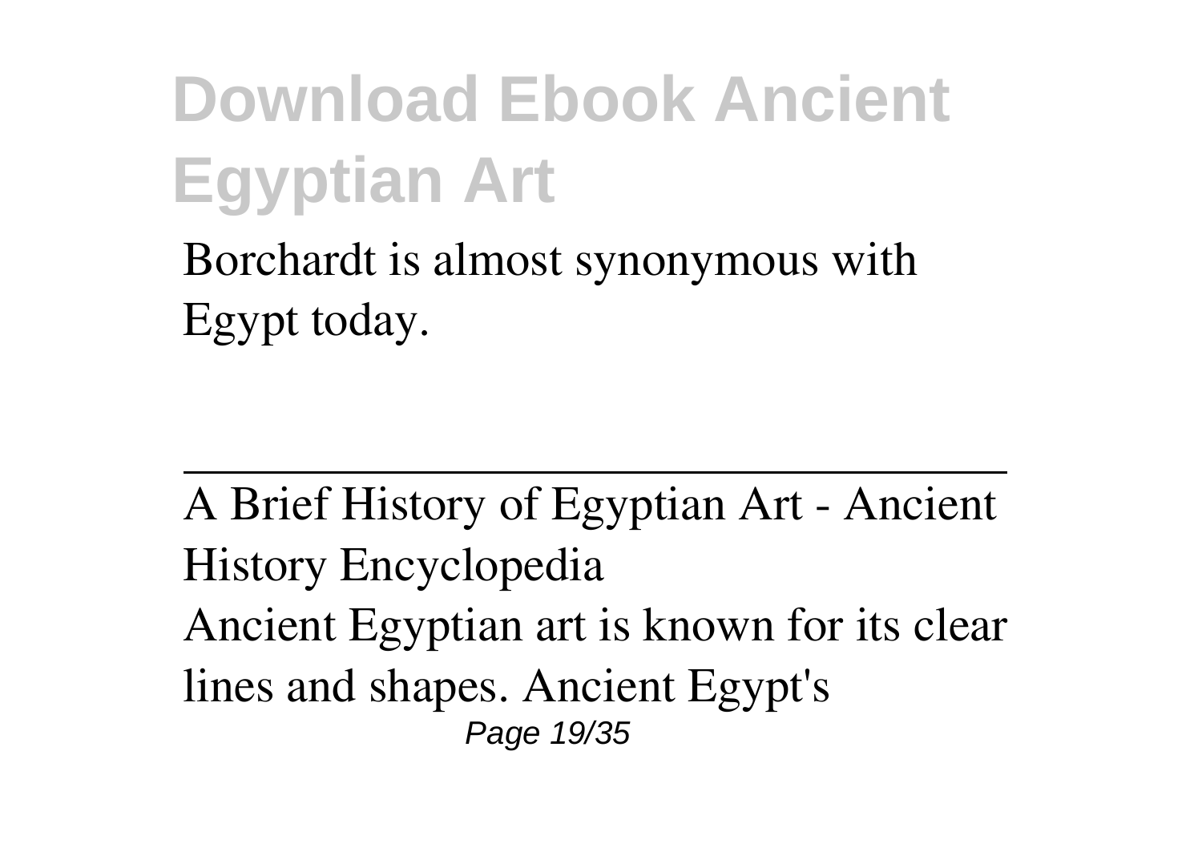Borchardt is almost synonymous with Egypt today.

---

A Brief History of Egyptian Art - Ancient History Encyclopedia

Ancient Egyptian art is known for its clear lines and shapes. Ancient Egypt's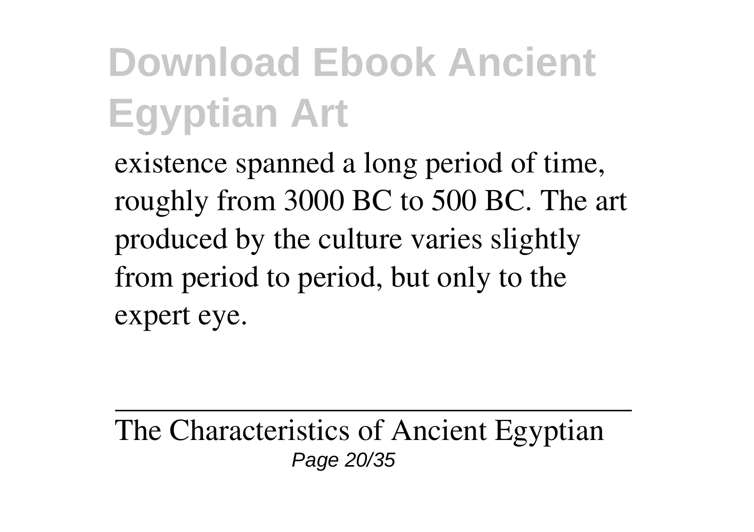existence spanned a long period of time, roughly from 3000 BC to 500 BC. The art produced by the culture varies slightly from period to period, but only to the expert eye.

---

The Characteristics of Ancient Egyptian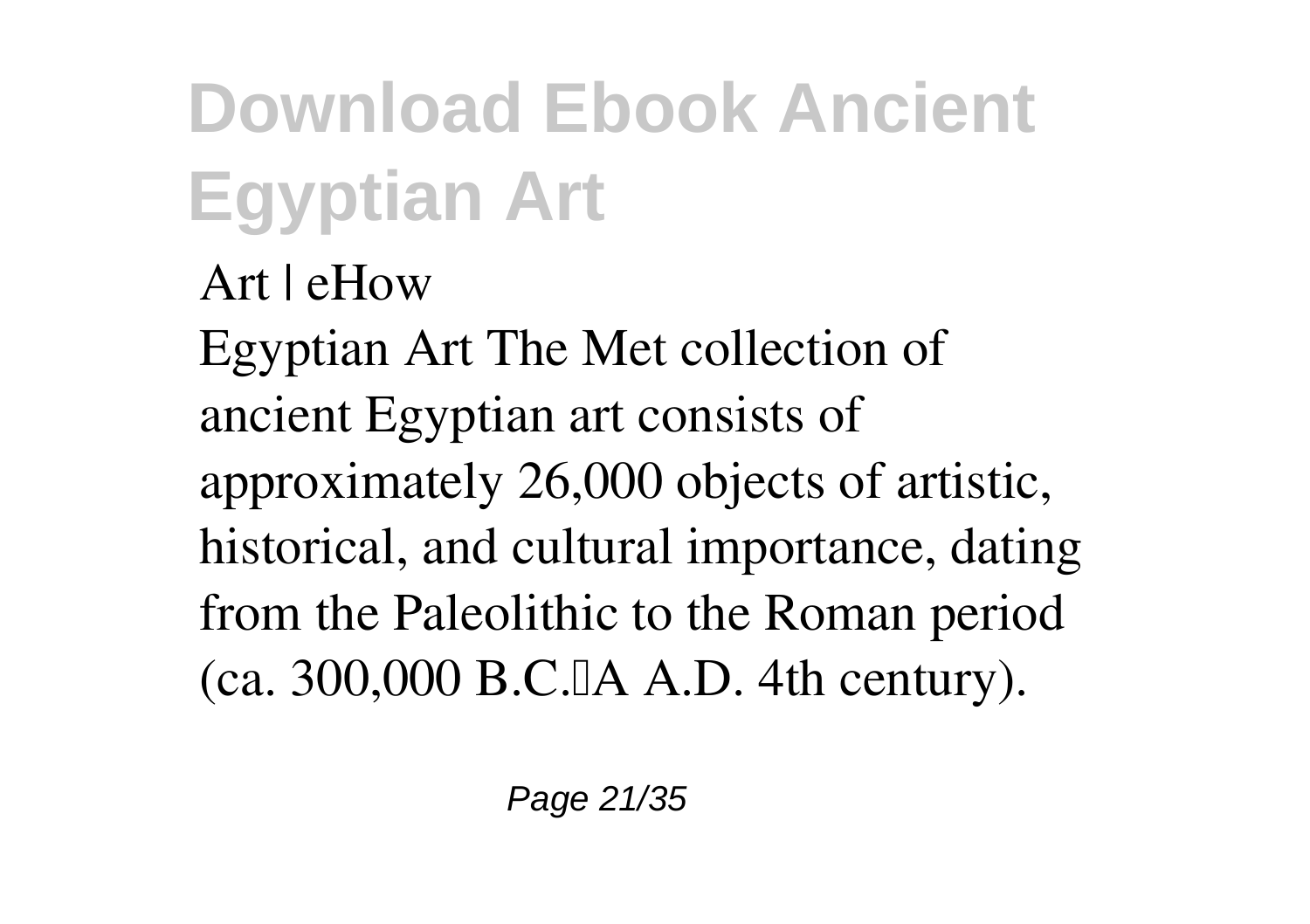**Art | eHow**

Egyptian Art The Met collection of ancient Egyptian art consists of approximately 26,000 objects of artistic, historical, and cultural importance, dating from the Paleolithic to the Roman period (ca. 300,000 B.C.–A.D. 4th century).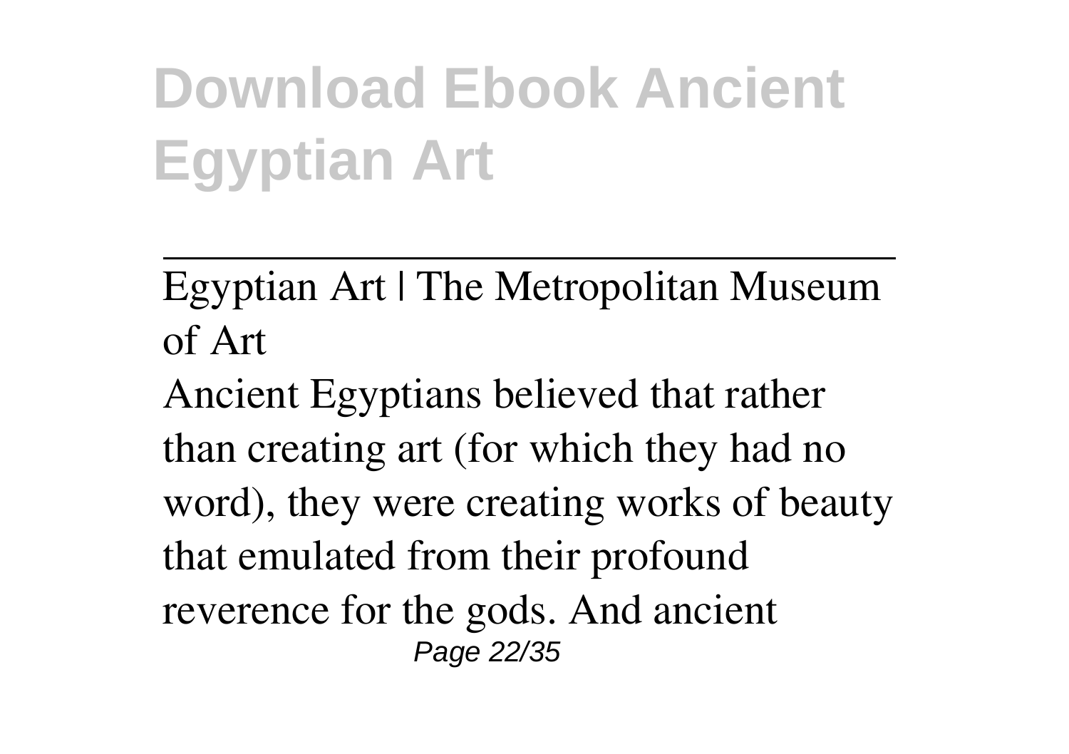# Download Ebook Ancient Egyptian Art

Egyptian Art | The Metropolitan Museum of Art

Ancient Egyptians believed that rather than creating art (for which they had no word), they were creating works of beauty that emulated from their profound reverence for the gods. And ancient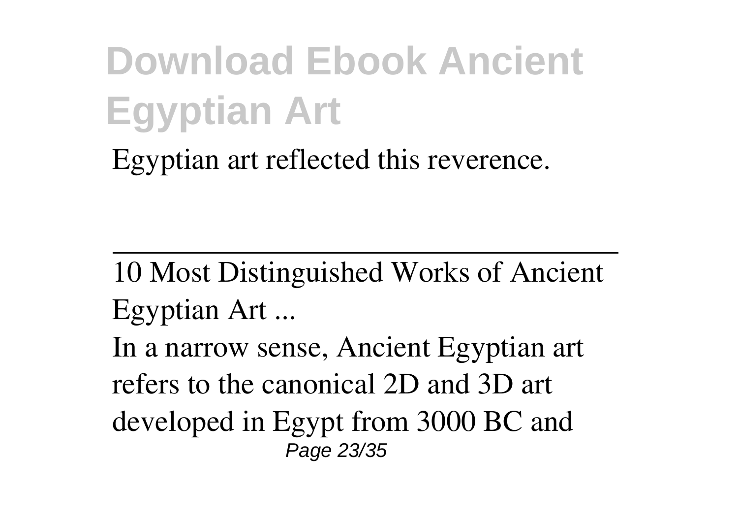Egyptian art reflected this reverence.

---

10 Most Distinguished Works of Ancient Egyptian Art ...

In a narrow sense, Ancient Egyptian art refers to the canonical 2D and 3D art developed in Egypt from 3000 BC and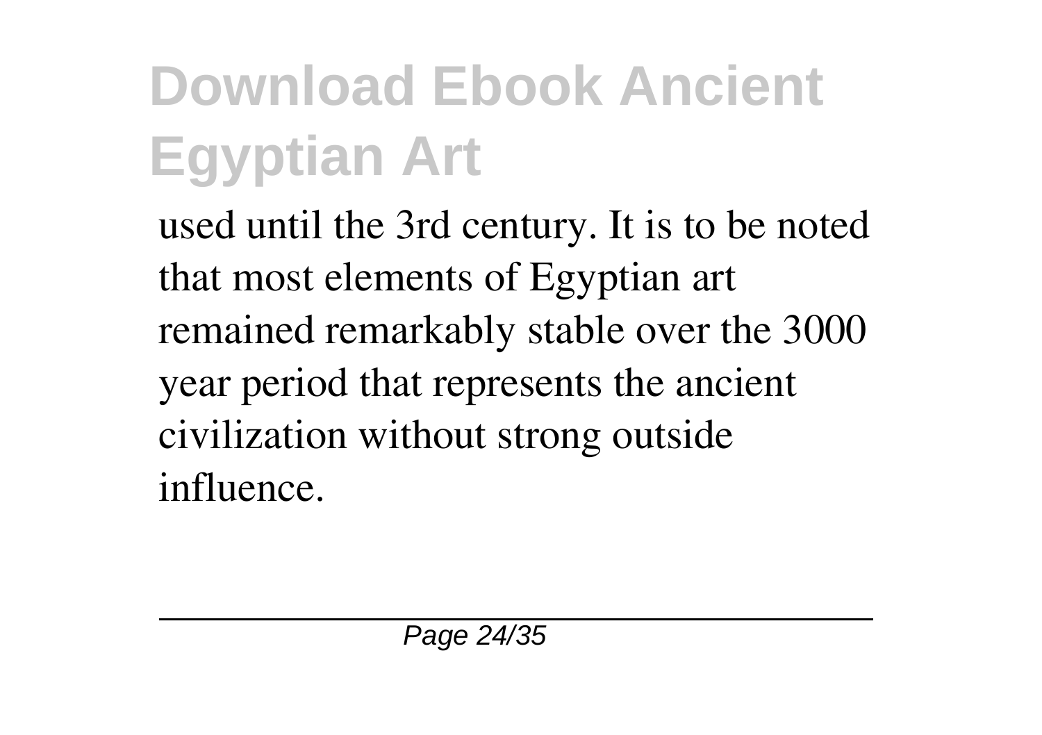used until the 3rd century. It is to be noted that most elements of Egyptian art remained remarkably stable over the 3000 year period that represents the ancient civilization without strong outside influence.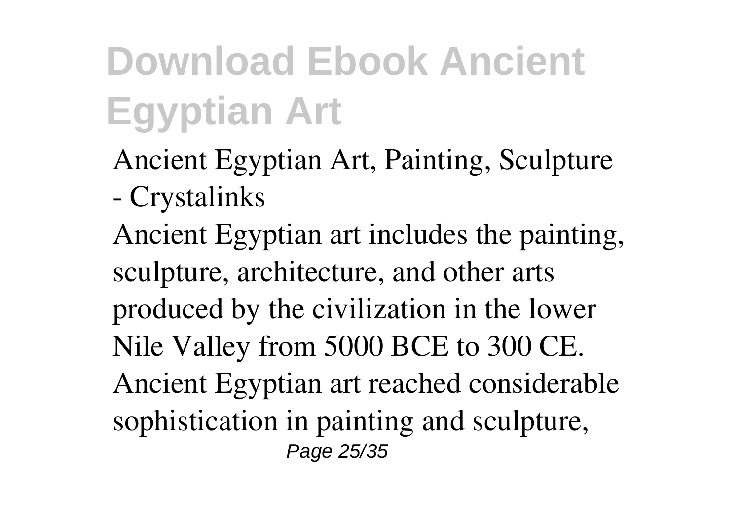Ancient Egyptian Art, Painting, Sculpture - Crystalinks

Ancient Egyptian art includes the painting, sculpture, architecture, and other arts produced by the civilization in the lower Nile Valley from 5000 BCE to 300 CE. Ancient Egyptian art reached considerable sophistication in painting and sculpture,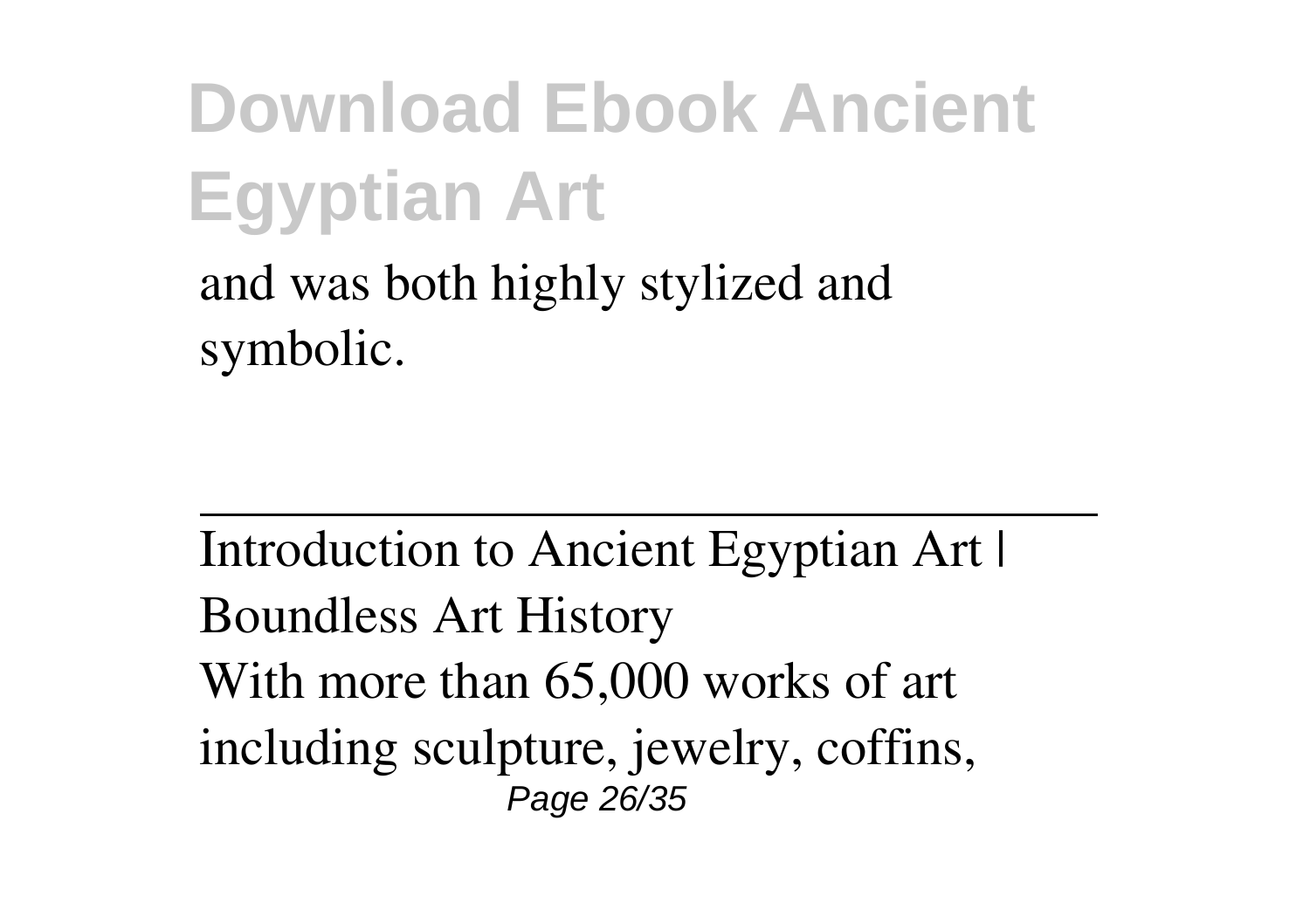and was both highly stylized and symbolic.

---

Introduction to Ancient Egyptian Art | Boundless Art History

With more than 65,000 works of art including sculpture, jewelry, coffins,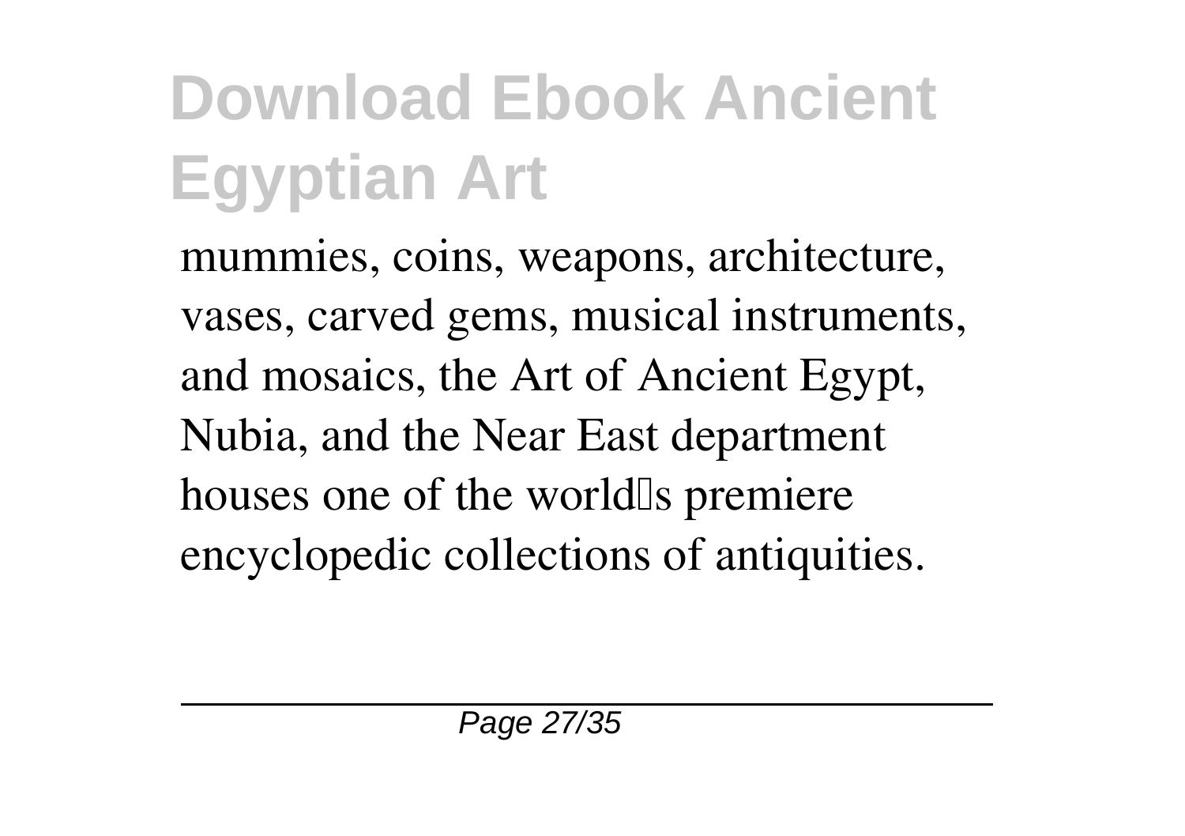mummies, coins, weapons, architecture, vases, carved gems, musical instruments, and mosaics, the Art of Ancient Egypt, Nubia, and the Near East department houses one of the world's premiere encyclopedic collections of antiquities.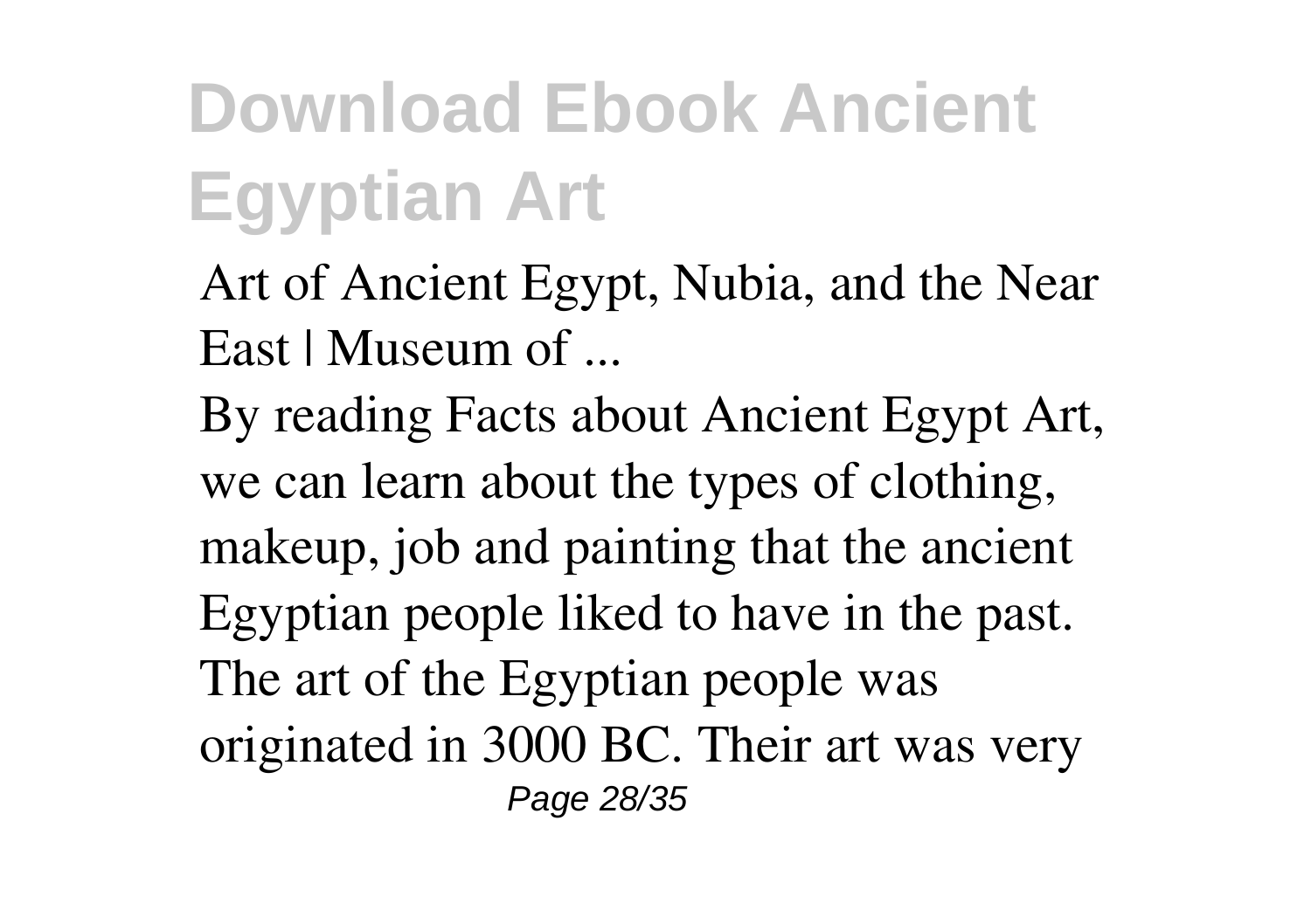# Download Ebook Ancient Egyptian Art

Art of Ancient Egypt, Nubia, and the Near East | Museum of ...

By reading Facts about Ancient Egypt Art, we can learn about the types of clothing, makeup, job and painting that the ancient Egyptian people liked to have in the past. The art of the Egyptian people was originated in 3000 BC. Their art was very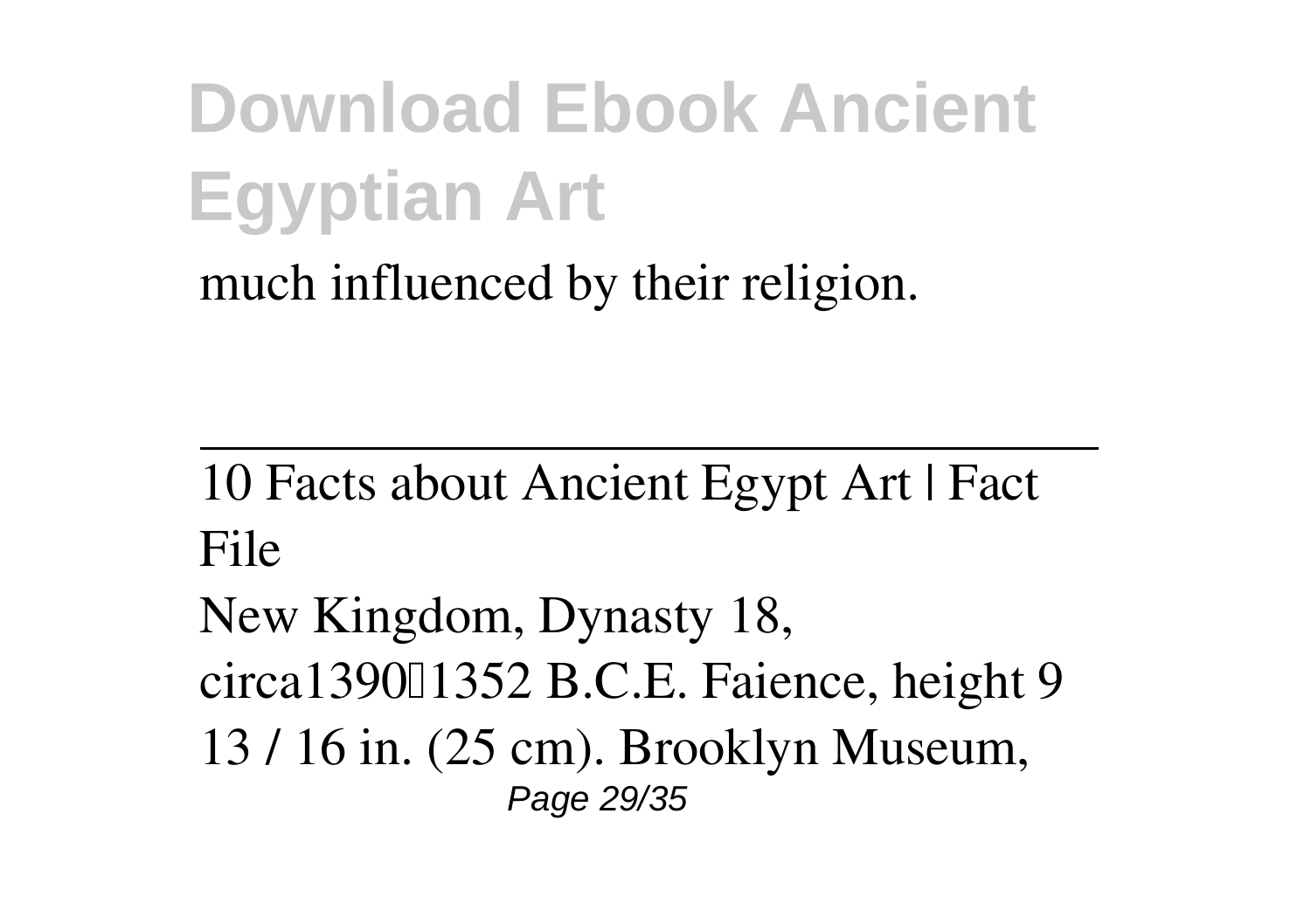much influenced by their religion.

---

10 Facts about Ancient Egypt Art | Fact File

New Kingdom, Dynasty 18, circa1390–1352 B.C.E. Faience, height 9 13 / 16 in. (25 cm). Brooklyn Museum,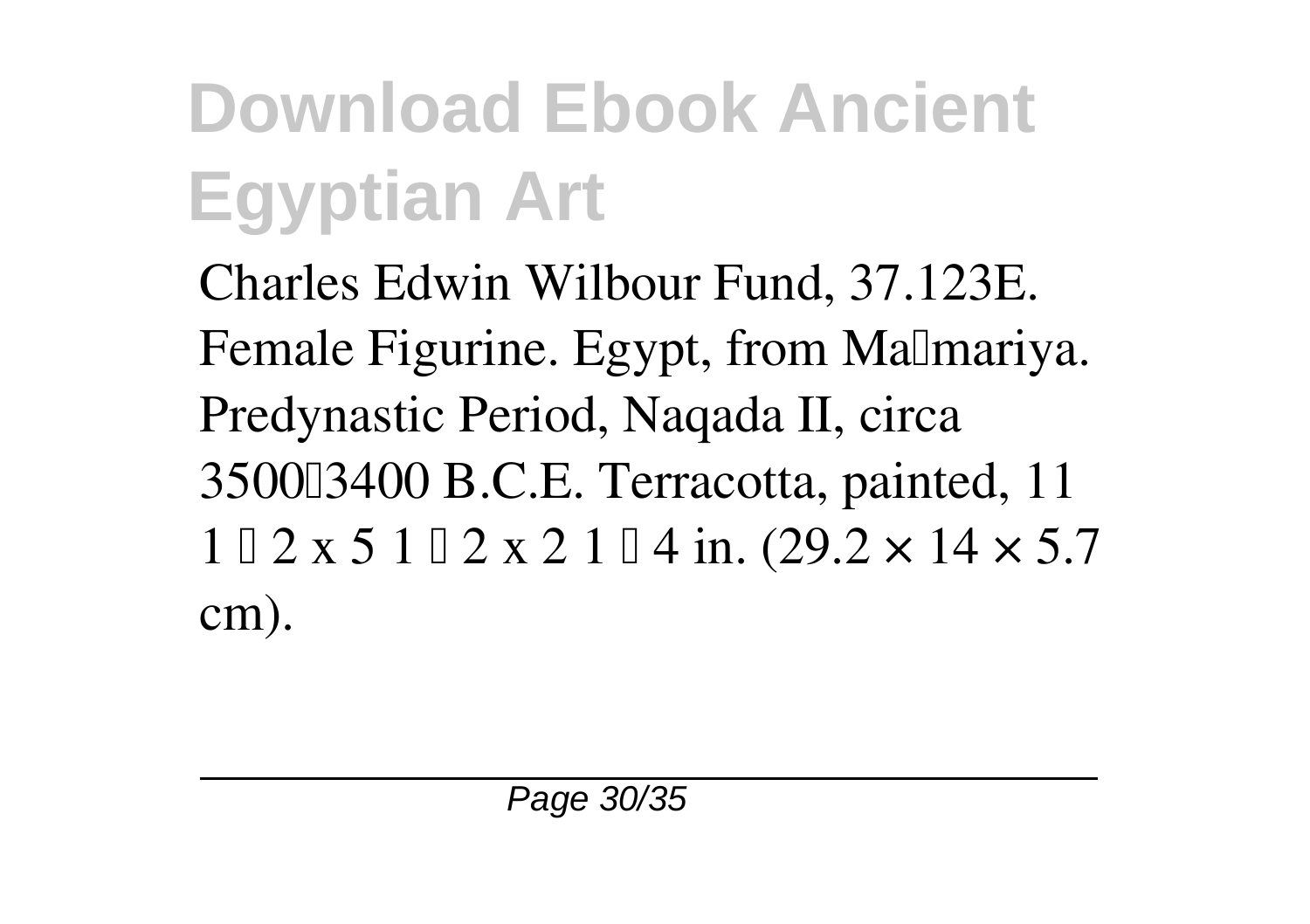Charles Edwin Wilbour Fund, 37.123E. Female Figurine. Egypt, from Maʿmariya. Predynastic Period, Naqada II, circa 3500–3400 B.C.E. Terracotta, painted, 11 1⁄2 x 5 1⁄2 x 2 1⁄4 in. (29.2 × 14 × 5.7 cm).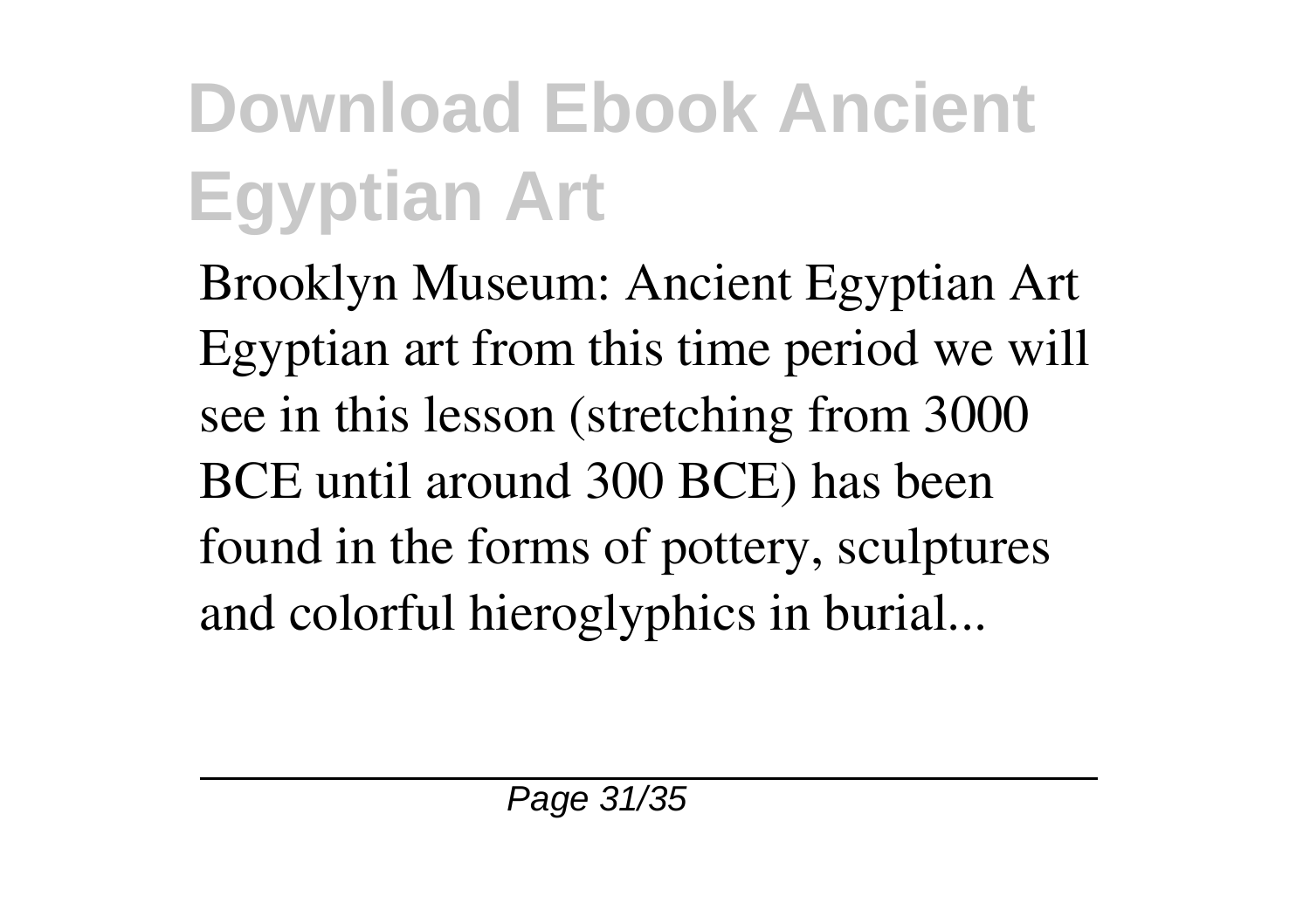# Download Ebook Ancient Egyptian Art

Brooklyn Museum: Ancient Egyptian Art
Egyptian art from this time period we will see in this lesson (stretching from 3000 BCE until around 300 BCE) has been found in the forms of pottery, sculptures and colorful hieroglyphics in burial...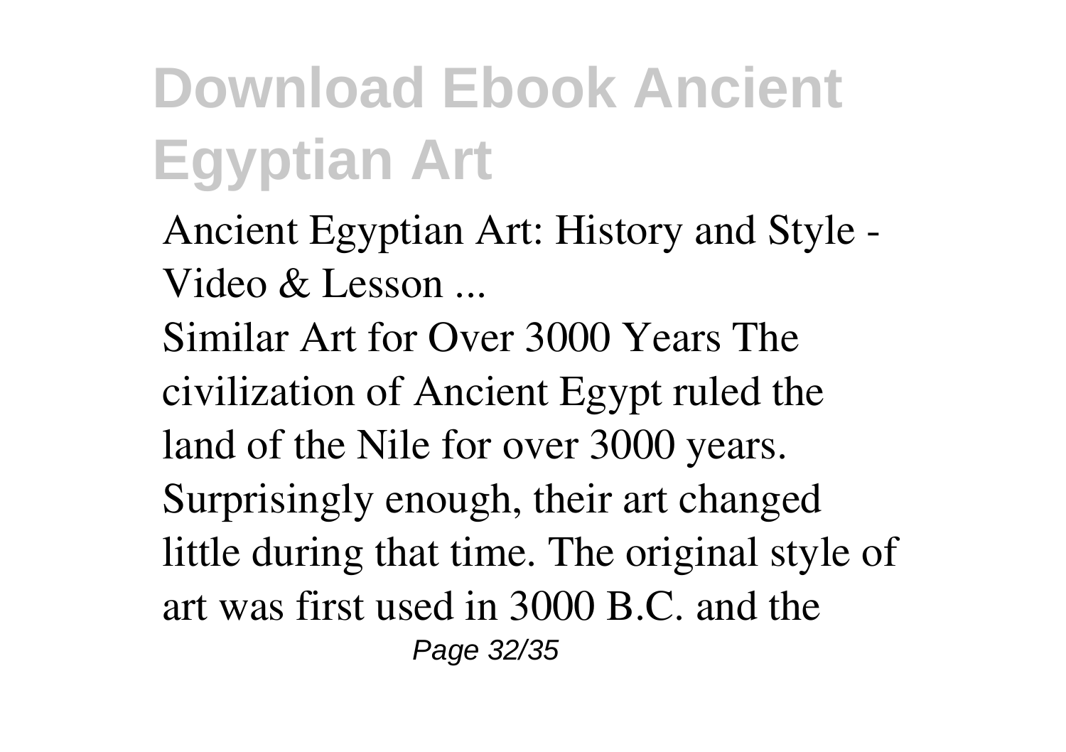# Download Ebook Ancient Egyptian Art

Ancient Egyptian Art: History and Style - Video & Lesson ...

Similar Art for Over 3000 Years The civilization of Ancient Egypt ruled the land of the Nile for over 3000 years. Surprisingly enough, their art changed little during that time. The original style of art was first used in 3000 B.C. and the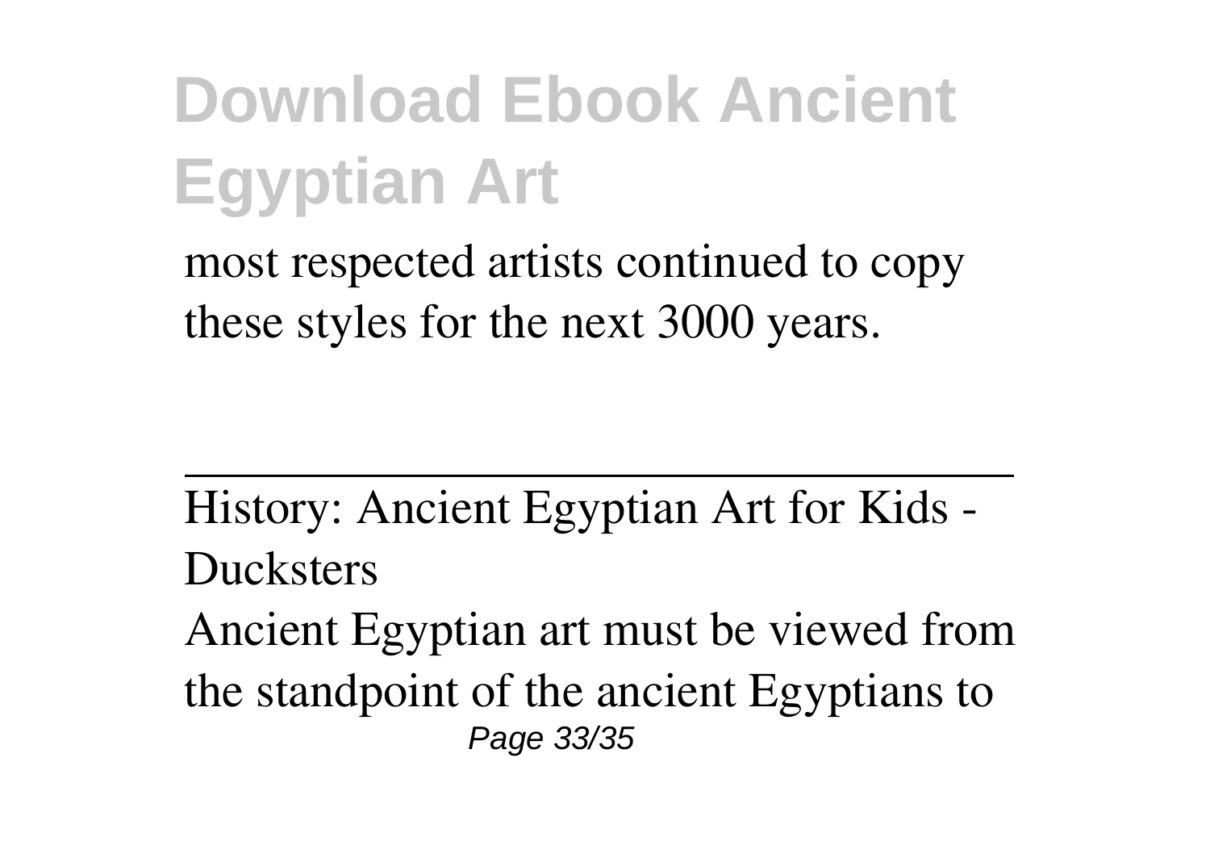most respected artists continued to copy these styles for the next 3000 years.

---

History: Ancient Egyptian Art for Kids - Ducksters

Ancient Egyptian art must be viewed from the standpoint of the ancient Egyptians to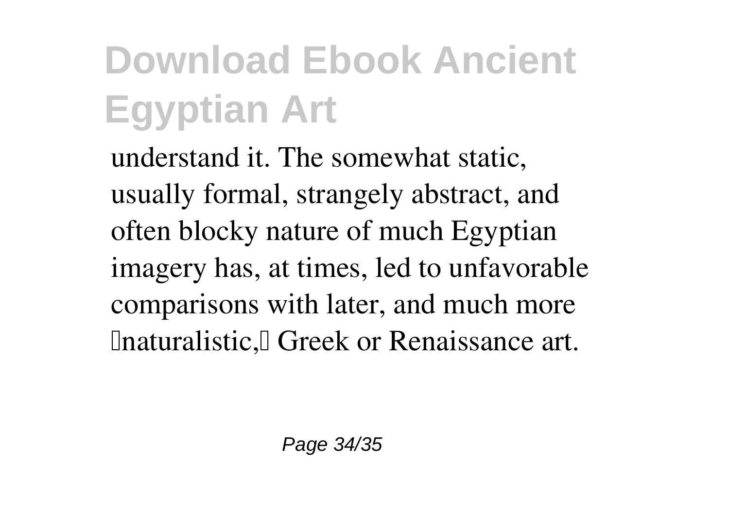understand it. The somewhat static, usually formal, strangely abstract, and often blocky nature of much Egyptian imagery has, at times, led to unfavorable comparisons with later, and much more "naturalistic," Greek or Renaissance art.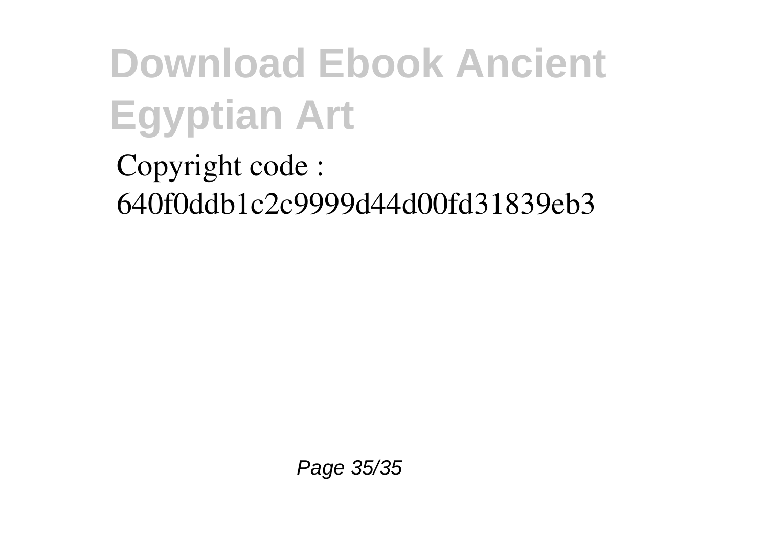Copyright code : 640f0ddb1c2c9999d44d00fd31839eb3